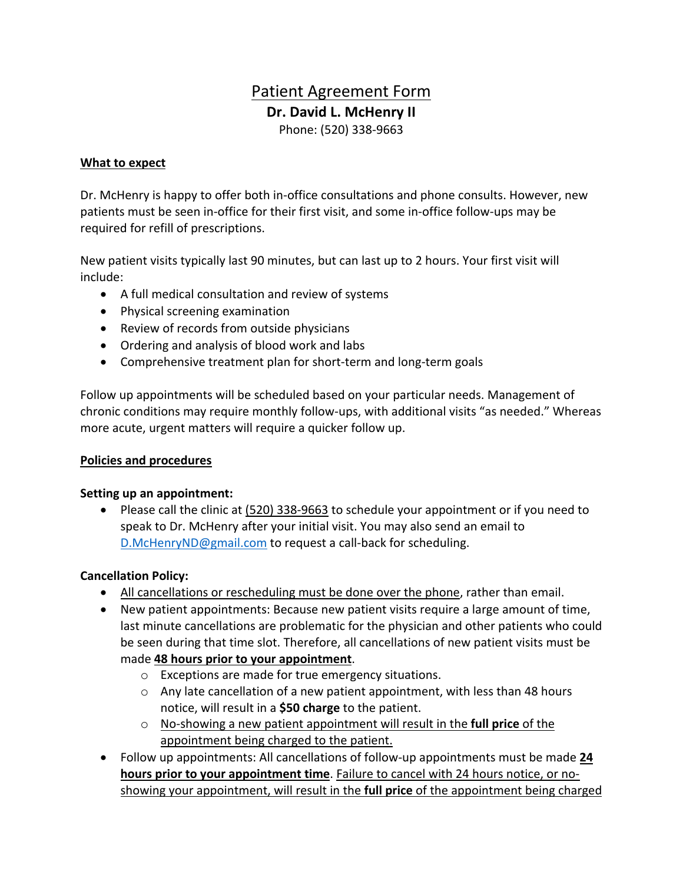# Patient Agreement Form

**Dr. David L. McHenry II**

Phone: (520) 338-9663

## What to expect

Dr. McHenry is happy to offer both in-office consultations and phone consults. However, new patients must be seen in-office for their first visit, and some in-office follow-ups may be required for refill of prescriptions.

New patient visits typically last 90 minutes, but can last up to 2 hours. Your first visit will include:

- A full medical consultation and review of systems
- Physical screening examination
- Review of records from outside physicians
- Ordering and analysis of blood work and labs
- Comprehensive treatment plan for short-term and long-term goals

Follow up appointments will be scheduled based on your particular needs. Management of chronic conditions may require monthly follow-ups, with additional visits "as needed." Whereas more acute, urgent matters will require a quicker follow up.

## Policies and procedures

**Setting up an appointment:**

- Please call the clinic at (520) 338-9663 to schedule your appointment or if you need to speak to Dr. McHenry after your initial visit. You may also send an email to D.McHenryND@gmail.com to request a call-back for scheduling.

**Cancellation Policy:**

- All cancellations or rescheduling must be done over the phone, rather than email.
- New patient appointments: Because new patient visits require a large amount of time, last minute cancellations are problematic for the physician and other patients who could be seen during that time slot. Therefore, all cancellations of new patient visits must be made **48 hours prior to your appointment**.
  - Exceptions are made for true emergency situations.
  - Any late cancellation of a new patient appointment, with less than 48 hours notice, will result in a **$50 charge** to the patient.
  - No-showing a new patient appointment will result in the **full price** of the appointment being charged to the patient.
- Follow up appointments: All cancellations of follow-up appointments must be made **24 hours prior to your appointment time**. Failure to cancel with 24 hours notice, or no-showing your appointment, will result in the **full price** of the appointment being charged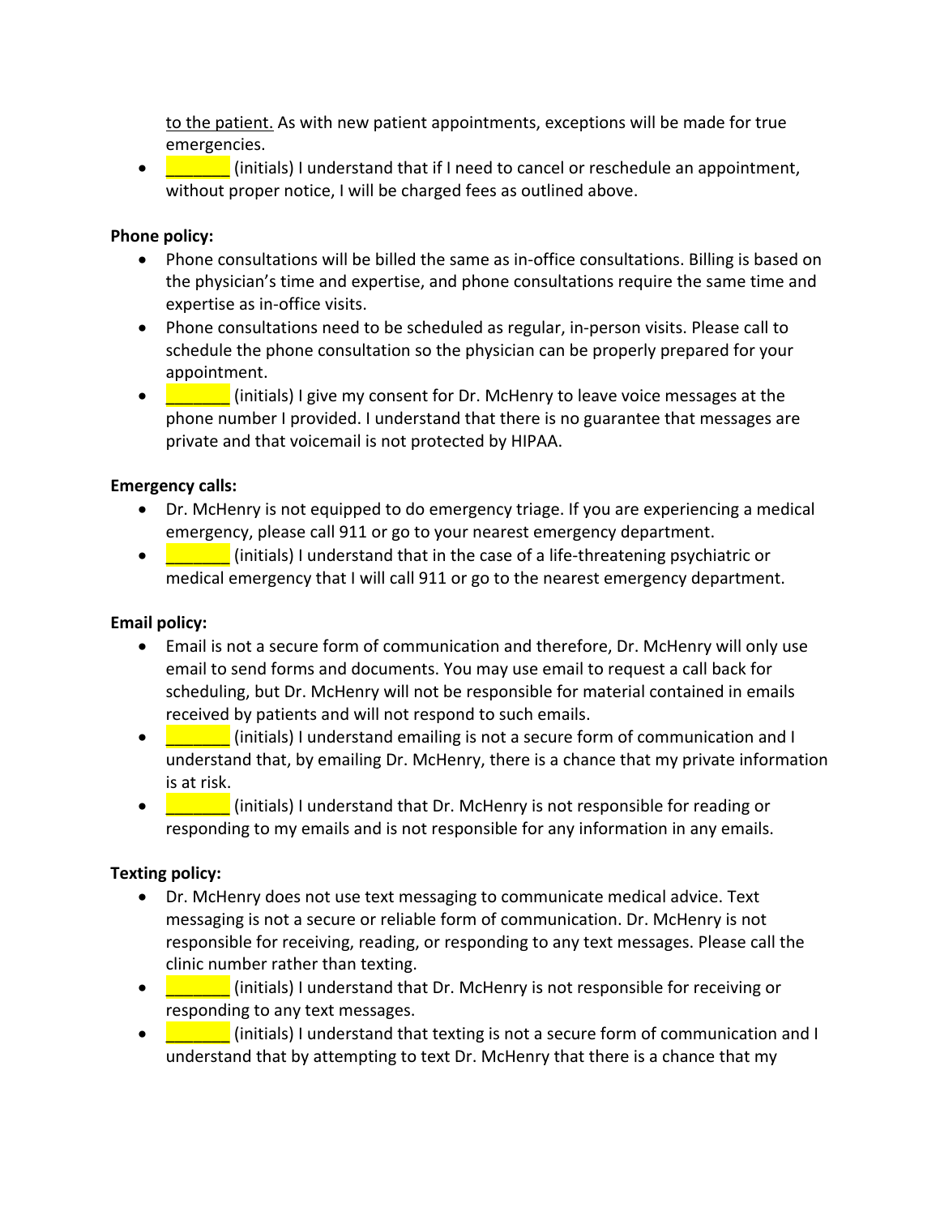to the patient. As with new patient appointments, exceptions will be made for true emergencies.
- _______ (initials) I understand that if I need to cancel or reschedule an appointment, without proper notice, I will be charged fees as outlined above.

**Phone policy:**

- Phone consultations will be billed the same as in-office consultations. Billing is based on the physician's time and expertise, and phone consultations require the same time and expertise as in-office visits.
- Phone consultations need to be scheduled as regular, in-person visits. Please call to schedule the phone consultation so the physician can be properly prepared for your appointment.
- _______ (initials) I give my consent for Dr. McHenry to leave voice messages at the phone number I provided. I understand that there is no guarantee that messages are private and that voicemail is not protected by HIPAA.

**Emergency calls:**

- Dr. McHenry is not equipped to do emergency triage. If you are experiencing a medical emergency, please call 911 or go to your nearest emergency department.
- _______ (initials) I understand that in the case of a life-threatening psychiatric or medical emergency that I will call 911 or go to the nearest emergency department.

**Email policy:**

- Email is not a secure form of communication and therefore, Dr. McHenry will only use email to send forms and documents. You may use email to request a call back for scheduling, but Dr. McHenry will not be responsible for material contained in emails received by patients and will not respond to such emails.
- _______ (initials) I understand emailing is not a secure form of communication and I understand that, by emailing Dr. McHenry, there is a chance that my private information is at risk.
- _______ (initials) I understand that Dr. McHenry is not responsible for reading or responding to my emails and is not responsible for any information in any emails.

**Texting policy:**

- Dr. McHenry does not use text messaging to communicate medical advice. Text messaging is not a secure or reliable form of communication. Dr. McHenry is not responsible for receiving, reading, or responding to any text messages. Please call the clinic number rather than texting.
- _______ (initials) I understand that Dr. McHenry is not responsible for receiving or responding to any text messages.
- _______ (initials) I understand that texting is not a secure form of communication and I understand that by attempting to text Dr. McHenry that there is a chance that my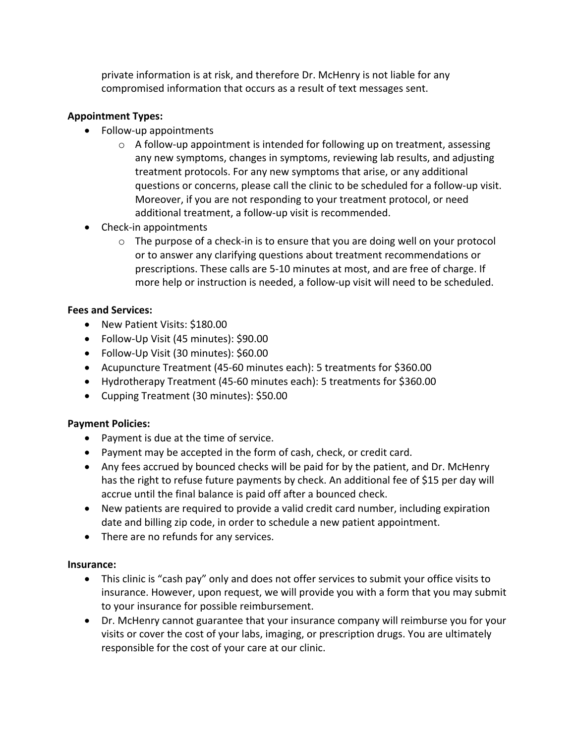private information is at risk, and therefore Dr. McHenry is not liable for any compromised information that occurs as a result of text messages sent.

**Appointment Types:**

- Follow-up appointments
  - A follow-up appointment is intended for following up on treatment, assessing any new symptoms, changes in symptoms, reviewing lab results, and adjusting treatment protocols. For any new symptoms that arise, or any additional questions or concerns, please call the clinic to be scheduled for a follow-up visit. Moreover, if you are not responding to your treatment protocol, or need additional treatment, a follow-up visit is recommended.
- Check-in appointments
  - The purpose of a check-in is to ensure that you are doing well on your protocol or to answer any clarifying questions about treatment recommendations or prescriptions. These calls are 5-10 minutes at most, and are free of charge. If more help or instruction is needed, a follow-up visit will need to be scheduled.

**Fees and Services:**

- New Patient Visits: $180.00
- Follow-Up Visit (45 minutes): $90.00
- Follow-Up Visit (30 minutes): $60.00
- Acupuncture Treatment (45-60 minutes each): 5 treatments for $360.00
- Hydrotherapy Treatment (45-60 minutes each): 5 treatments for $360.00
- Cupping Treatment (30 minutes): $50.00

**Payment Policies:**

- Payment is due at the time of service.
- Payment may be accepted in the form of cash, check, or credit card.
- Any fees accrued by bounced checks will be paid for by the patient, and Dr. McHenry has the right to refuse future payments by check. An additional fee of $15 per day will accrue until the final balance is paid off after a bounced check.
- New patients are required to provide a valid credit card number, including expiration date and billing zip code, in order to schedule a new patient appointment.
- There are no refunds for any services.

**Insurance:**

- This clinic is "cash pay" only and does not offer services to submit your office visits to insurance. However, upon request, we will provide you with a form that you may submit to your insurance for possible reimbursement.
- Dr. McHenry cannot guarantee that your insurance company will reimburse you for your visits or cover the cost of your labs, imaging, or prescription drugs. You are ultimately responsible for the cost of your care at our clinic.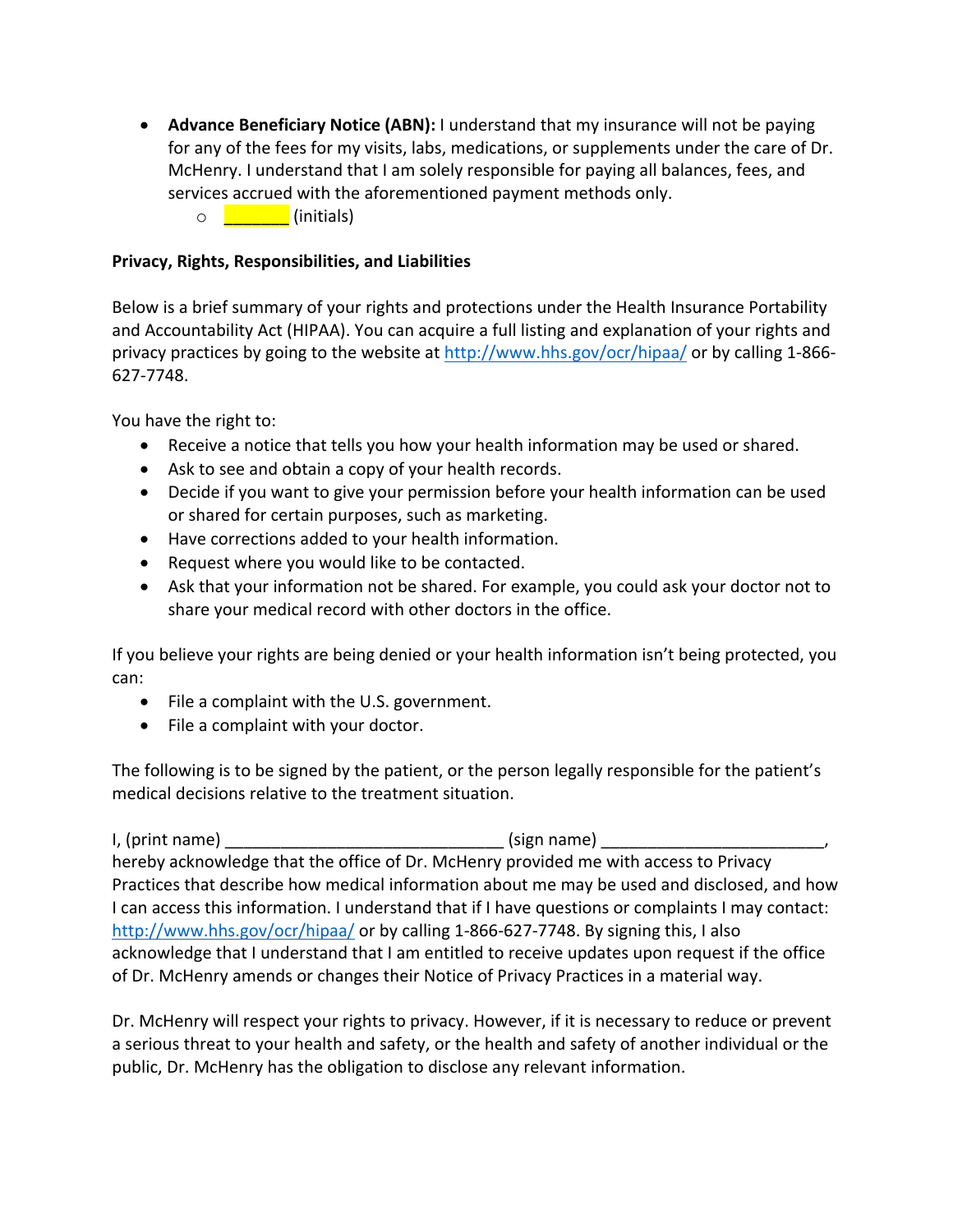- **Advance Beneficiary Notice (ABN):** I understand that my insurance will not be paying for any of the fees for my visits, labs, medications, or supplements under the care of Dr. McHenry. I understand that I am solely responsible for paying all balances, fees, and services accrued with the aforementioned payment methods only.
    - _______ (initials)

**Privacy, Rights, Responsibilities, and Liabilities**

Below is a brief summary of your rights and protections under the Health Insurance Portability and Accountability Act (HIPAA). You can acquire a full listing and explanation of your rights and privacy practices by going to the website at http://www.hhs.gov/ocr/hipaa/ or by calling 1-866-627-7748.

You have the right to:

- Receive a notice that tells you how your health information may be used or shared.
- Ask to see and obtain a copy of your health records.
- Decide if you want to give your permission before your health information can be used or shared for certain purposes, such as marketing.
- Have corrections added to your health information.
- Request where you would like to be contacted.
- Ask that your information not be shared. For example, you could ask your doctor not to share your medical record with other doctors in the office.

If you believe your rights are being denied or your health information isn't being protected, you can:

- File a complaint with the U.S. government.
- File a complaint with your doctor.

The following is to be signed by the patient, or the person legally responsible for the patient's medical decisions relative to the treatment situation.

I, (print name) ______________________________ (sign name) ________________________, hereby acknowledge that the office of Dr. McHenry provided me with access to Privacy Practices that describe how medical information about me may be used and disclosed, and how I can access this information. I understand that if I have questions or complaints I may contact: http://www.hhs.gov/ocr/hipaa/ or by calling 1-866-627-7748. By signing this, I also acknowledge that I understand that I am entitled to receive updates upon request if the office of Dr. McHenry amends or changes their Notice of Privacy Practices in a material way.

Dr. McHenry will respect your rights to privacy. However, if it is necessary to reduce or prevent a serious threat to your health and safety, or the health and safety of another individual or the public, Dr. McHenry has the obligation to disclose any relevant information.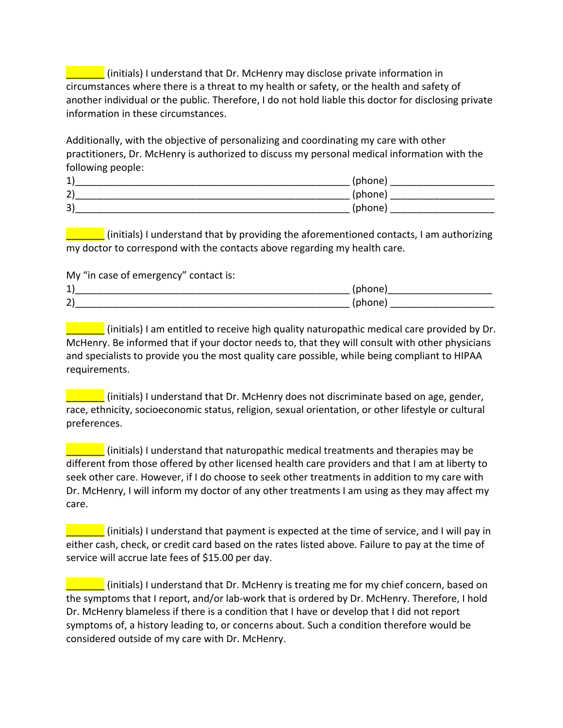_______ (initials) I understand that Dr. McHenry may disclose private information in circumstances where there is a threat to my health or safety, or the health and safety of another individual or the public. Therefore, I do not hold liable this doctor for disclosing private information in these circumstances.

Additionally, with the objective of personalizing and coordinating my care with other practitioners, Dr. McHenry is authorized to discuss my personal medical information with the following people:

1)_____________________________________________________ (phone) ___________________
2)_____________________________________________________ (phone) ___________________
3)_____________________________________________________ (phone) ___________________

_______ (initials) I understand that by providing the aforementioned contacts, I am authorizing my doctor to correspond with the contacts above regarding my health care.

My "in case of emergency" contact is:

1)_____________________________________________________ (phone)___________________
2)_____________________________________________________ (phone) ___________________

_______ (initials) I am entitled to receive high quality naturopathic medical care provided by Dr. McHenry. Be informed that if your doctor needs to, that they will consult with other physicians and specialists to provide you the most quality care possible, while being compliant to HIPAA requirements.

_______ (initials) I understand that Dr. McHenry does not discriminate based on age, gender, race, ethnicity, socioeconomic status, religion, sexual orientation, or other lifestyle or cultural preferences.

_______ (initials) I understand that naturopathic medical treatments and therapies may be different from those offered by other licensed health care providers and that I am at liberty to seek other care. However, if I do choose to seek other treatments in addition to my care with Dr. McHenry, I will inform my doctor of any other treatments I am using as they may affect my care.

_______ (initials) I understand that payment is expected at the time of service, and I will pay in either cash, check, or credit card based on the rates listed above. Failure to pay at the time of service will accrue late fees of $15.00 per day.

_______ (initials) I understand that Dr. McHenry is treating me for my chief concern, based on the symptoms that I report, and/or lab-work that is ordered by Dr. McHenry. Therefore, I hold Dr. McHenry blameless if there is a condition that I have or develop that I did not report symptoms of, a history leading to, or concerns about. Such a condition therefore would be considered outside of my care with Dr. McHenry.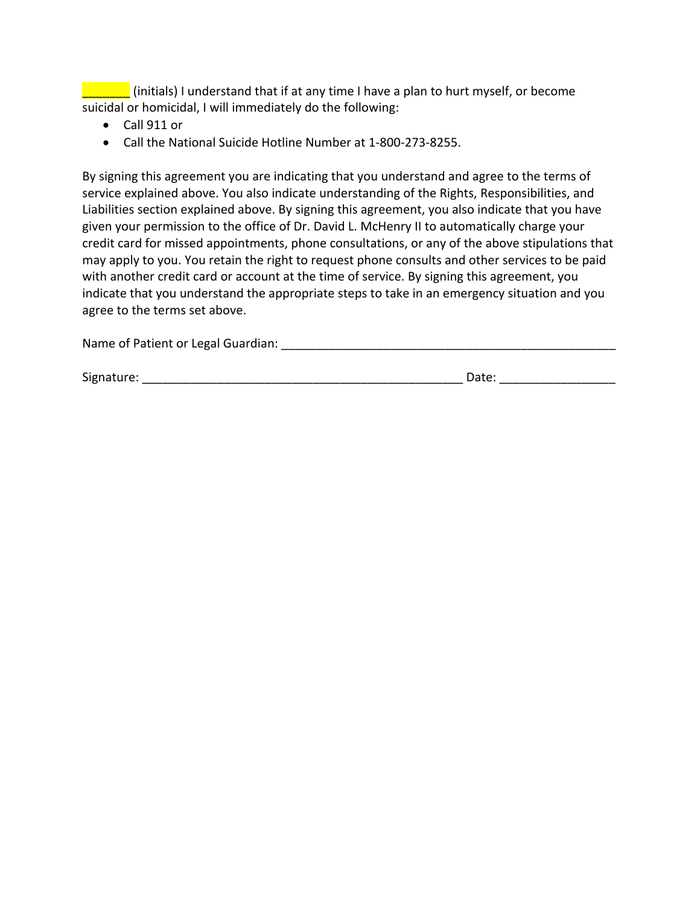_______ (initials) I understand that if at any time I have a plan to hurt myself, or become suicidal or homicidal, I will immediately do the following:

- Call 911 or
- Call the National Suicide Hotline Number at 1-800-273-8255.

By signing this agreement you are indicating that you understand and agree to the terms of service explained above. You also indicate understanding of the Rights, Responsibilities, and Liabilities section explained above. By signing this agreement, you also indicate that you have given your permission to the office of Dr. David L. McHenry II to automatically charge your credit card for missed appointments, phone consultations, or any of the above stipulations that may apply to you. You retain the right to request phone consults and other services to be paid with another credit card or account at the time of service. By signing this agreement, you indicate that you understand the appropriate steps to take in an emergency situation and you agree to the terms set above.

Name of Patient or Legal Guardian: ___________________________________________________

Signature: ________________________________________________ Date: _________________